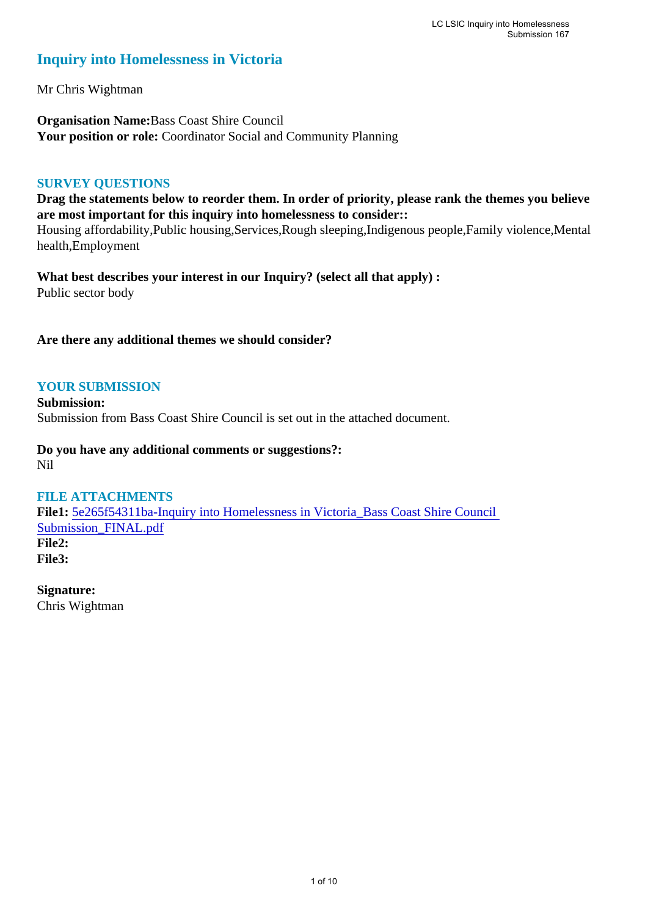# Inquiry into Homelessness in Victoria

Mr Chris Wightman

**Organisation Name:**Bass Coast Shire Council
**Your position or role:** Coordinator Social and Community Planning

## SURVEY QUESTIONS

**Drag the statements below to reorder them. In order of priority, please rank the themes you believe are most important for this inquiry into homelessness to consider::**
Housing affordability,Public housing,Services,Rough sleeping,Indigenous people,Family violence,Mental health,Employment

**What best describes your interest in our Inquiry? (select all that apply) :**
Public sector body

**Are there any additional themes we should consider?**

## YOUR SUBMISSION

**Submission:**
Submission from Bass Coast Shire Council is set out in the attached document.

**Do you have any additional comments or suggestions?:**
Nil

## FILE ATTACHMENTS

**File1:** 5e265f54311ba-Inquiry into Homelessness in Victoria_Bass Coast Shire Council Submission_FINAL.pdf
**File2:**
**File3:**

**Signature:**
Chris Wightman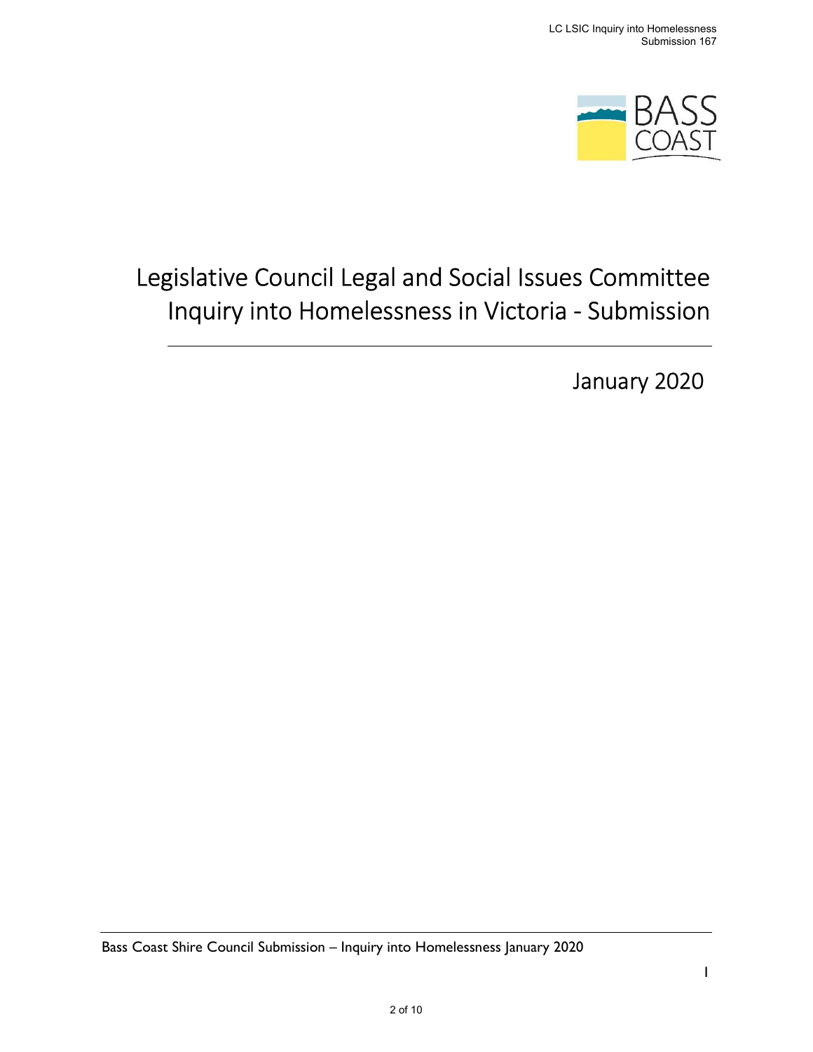# Legislative Council Legal and Social Issues Committee Inquiry into Homelessness in Victoria - Submission

January 2020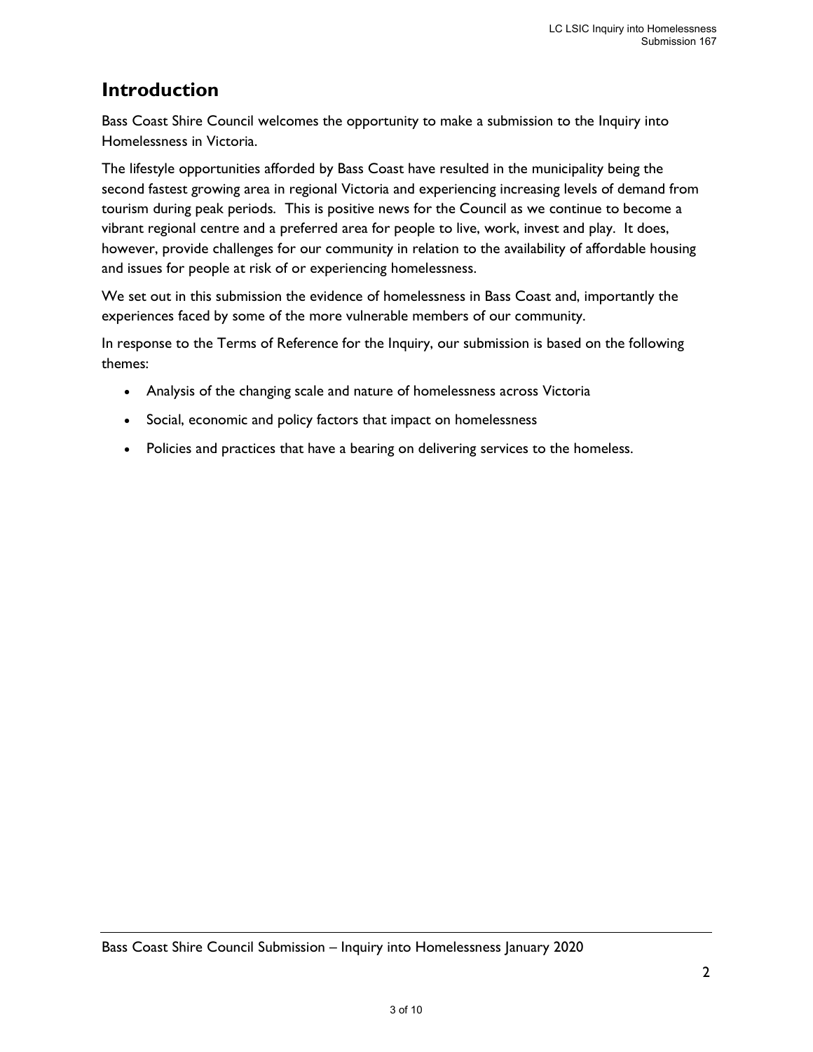## Introduction

Bass Coast Shire Council welcomes the opportunity to make a submission to the Inquiry into Homelessness in Victoria.

The lifestyle opportunities afforded by Bass Coast have resulted in the municipality being the second fastest growing area in regional Victoria and experiencing increasing levels of demand from tourism during peak periods. This is positive news for the Council as we continue to become a vibrant regional centre and a preferred area for people to live, work, invest and play. It does, however, provide challenges for our community in relation to the availability of affordable housing and issues for people at risk of or experiencing homelessness.

We set out in this submission the evidence of homelessness in Bass Coast and, importantly the experiences faced by some of the more vulnerable members of our community.

In response to the Terms of Reference for the Inquiry, our submission is based on the following themes:

- Analysis of the changing scale and nature of homelessness across Victoria
- Social, economic and policy factors that impact on homelessness
- Policies and practices that have a bearing on delivering services to the homeless.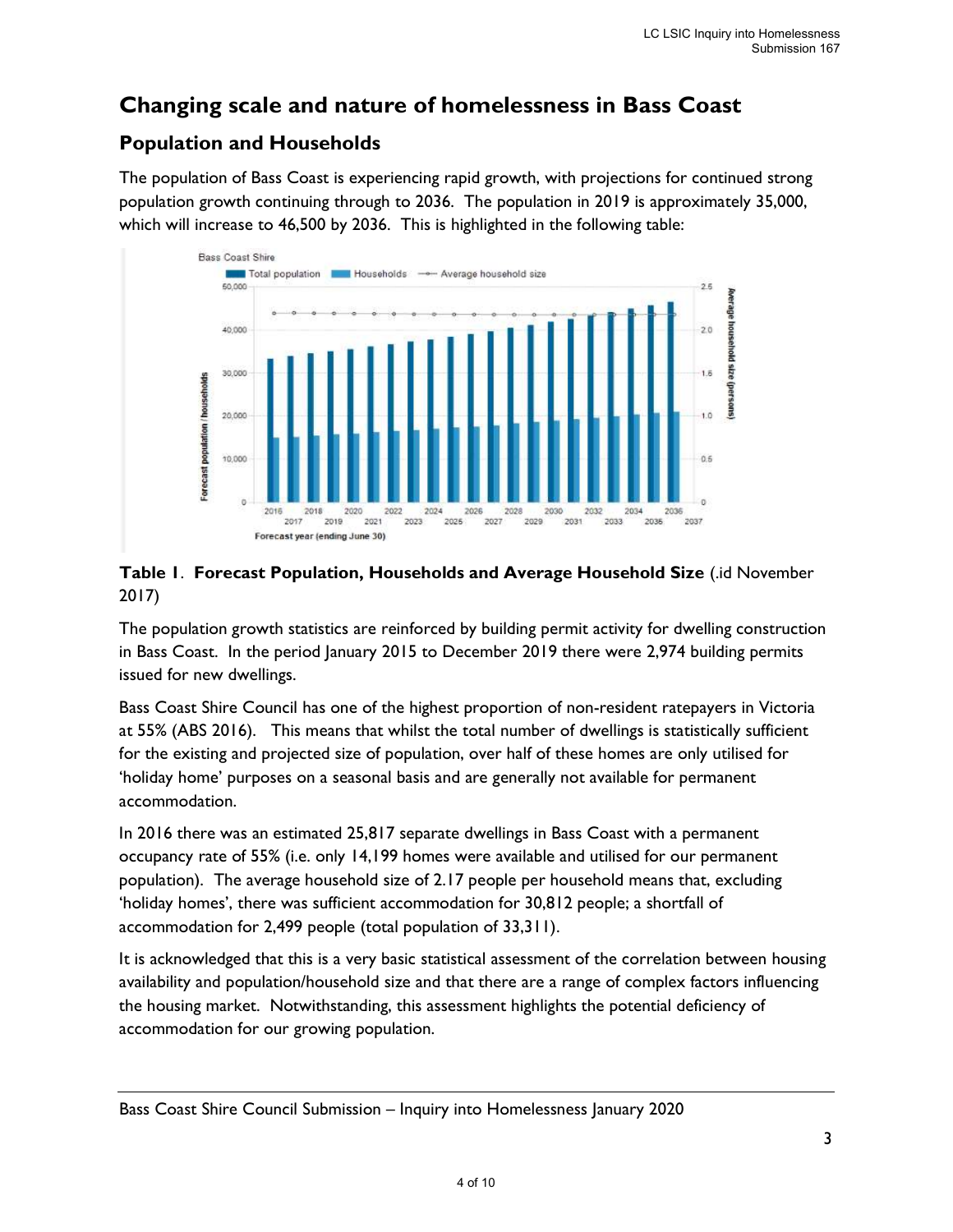# Changing scale and nature of homelessness in Bass Coast

## Population and Households

The population of Bass Coast is experiencing rapid growth, with projections for continued strong population growth continuing through to 2036. The population in 2019 is approximately 35,000, which will increase to 46,500 by 2036. This is highlighted in the following table:

**Table 1**. **Forecast Population, Households and Average Household Size** (.id November 2017)

The population growth statistics are reinforced by building permit activity for dwelling construction in Bass Coast. In the period January 2015 to December 2019 there were 2,974 building permits issued for new dwellings.

Bass Coast Shire Council has one of the highest proportion of non-resident ratepayers in Victoria at 55% (ABS 2016). This means that whilst the total number of dwellings is statistically sufficient for the existing and projected size of population, over half of these homes are only utilised for 'holiday home' purposes on a seasonal basis and are generally not available for permanent accommodation.

In 2016 there was an estimated 25,817 separate dwellings in Bass Coast with a permanent occupancy rate of 55% (i.e. only 14,199 homes were available and utilised for our permanent population). The average household size of 2.17 people per household means that, excluding 'holiday homes', there was sufficient accommodation for 30,812 people; a shortfall of accommodation for 2,499 people (total population of 33,311).

It is acknowledged that this is a very basic statistical assessment of the correlation between housing availability and population/household size and that there are a range of complex factors influencing the housing market. Notwithstanding, this assessment highlights the potential deficiency of accommodation for our growing population.

Bass Coast Shire Council Submission – Inquiry into Homelessness January 2020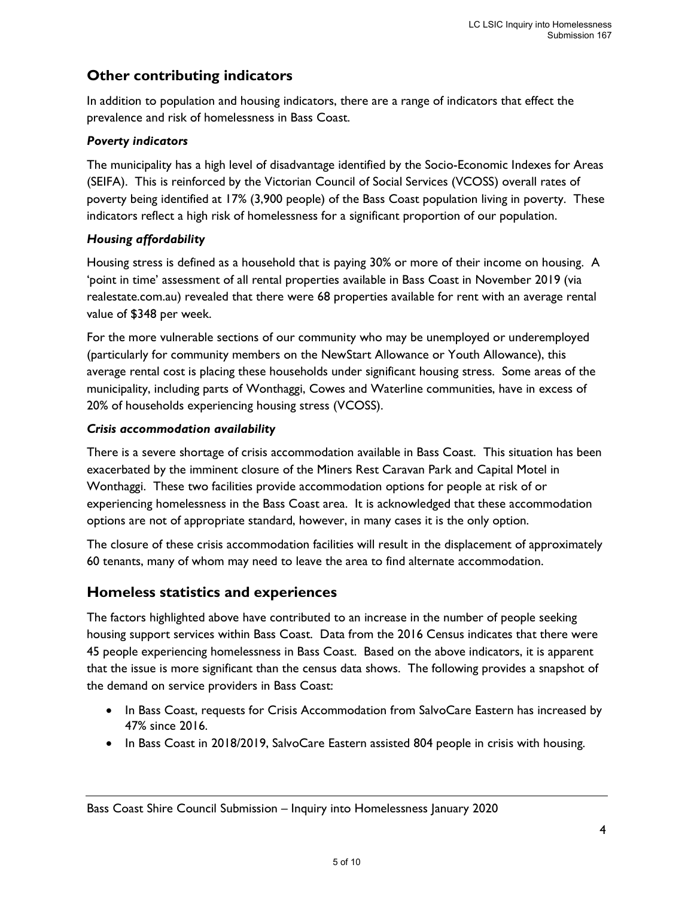## Other contributing indicators

In addition to population and housing indicators, there are a range of indicators that effect the prevalence and risk of homelessness in Bass Coast.

### *Poverty indicators*

The municipality has a high level of disadvantage identified by the Socio-Economic Indexes for Areas (SEIFA). This is reinforced by the Victorian Council of Social Services (VCOSS) overall rates of poverty being identified at 17% (3,900 people) of the Bass Coast population living in poverty. These indicators reflect a high risk of homelessness for a significant proportion of our population.

### *Housing affordability*

Housing stress is defined as a household that is paying 30% or more of their income on housing. A 'point in time' assessment of all rental properties available in Bass Coast in November 2019 (via realestate.com.au) revealed that there were 68 properties available for rent with an average rental value of $348 per week.

For the more vulnerable sections of our community who may be unemployed or underemployed (particularly for community members on the NewStart Allowance or Youth Allowance), this average rental cost is placing these households under significant housing stress. Some areas of the municipality, including parts of Wonthaggi, Cowes and Waterline communities, have in excess of 20% of households experiencing housing stress (VCOSS).

### *Crisis accommodation availability*

There is a severe shortage of crisis accommodation available in Bass Coast. This situation has been exacerbated by the imminent closure of the Miners Rest Caravan Park and Capital Motel in Wonthaggi. These two facilities provide accommodation options for people at risk of or experiencing homelessness in the Bass Coast area. It is acknowledged that these accommodation options are not of appropriate standard, however, in many cases it is the only option.

The closure of these crisis accommodation facilities will result in the displacement of approximately 60 tenants, many of whom may need to leave the area to find alternate accommodation.

## Homeless statistics and experiences

The factors highlighted above have contributed to an increase in the number of people seeking housing support services within Bass Coast. Data from the 2016 Census indicates that there were 45 people experiencing homelessness in Bass Coast. Based on the above indicators, it is apparent that the issue is more significant than the census data shows. The following provides a snapshot of the demand on service providers in Bass Coast:

- In Bass Coast, requests for Crisis Accommodation from SalvoCare Eastern has increased by 47% since 2016.
- In Bass Coast in 2018/2019, SalvoCare Eastern assisted 804 people in crisis with housing.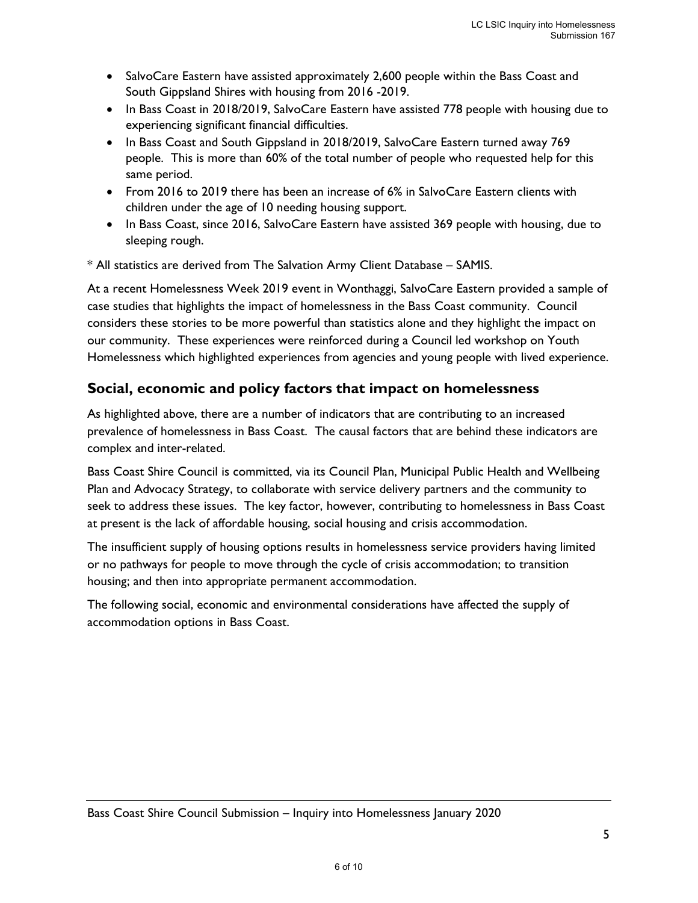- SalvoCare Eastern have assisted approximately 2,600 people within the Bass Coast and South Gippsland Shires with housing from 2016 -2019.
- In Bass Coast in 2018/2019, SalvoCare Eastern have assisted 778 people with housing due to experiencing significant financial difficulties.
- In Bass Coast and South Gippsland in 2018/2019, SalvoCare Eastern turned away 769 people. This is more than 60% of the total number of people who requested help for this same period.
- From 2016 to 2019 there has been an increase of 6% in SalvoCare Eastern clients with children under the age of 10 needing housing support.
- In Bass Coast, since 2016, SalvoCare Eastern have assisted 369 people with housing, due to sleeping rough.

* All statistics are derived from The Salvation Army Client Database – SAMIS.

At a recent Homelessness Week 2019 event in Wonthaggi, SalvoCare Eastern provided a sample of case studies that highlights the impact of homelessness in the Bass Coast community. Council considers these stories to be more powerful than statistics alone and they highlight the impact on our community. These experiences were reinforced during a Council led workshop on Youth Homelessness which highlighted experiences from agencies and young people with lived experience.

## Social, economic and policy factors that impact on homelessness

As highlighted above, there are a number of indicators that are contributing to an increased prevalence of homelessness in Bass Coast. The causal factors that are behind these indicators are complex and inter-related.

Bass Coast Shire Council is committed, via its Council Plan, Municipal Public Health and Wellbeing Plan and Advocacy Strategy, to collaborate with service delivery partners and the community to seek to address these issues. The key factor, however, contributing to homelessness in Bass Coast at present is the lack of affordable housing, social housing and crisis accommodation.

The insufficient supply of housing options results in homelessness service providers having limited or no pathways for people to move through the cycle of crisis accommodation; to transition housing; and then into appropriate permanent accommodation.

The following social, economic and environmental considerations have affected the supply of accommodation options in Bass Coast.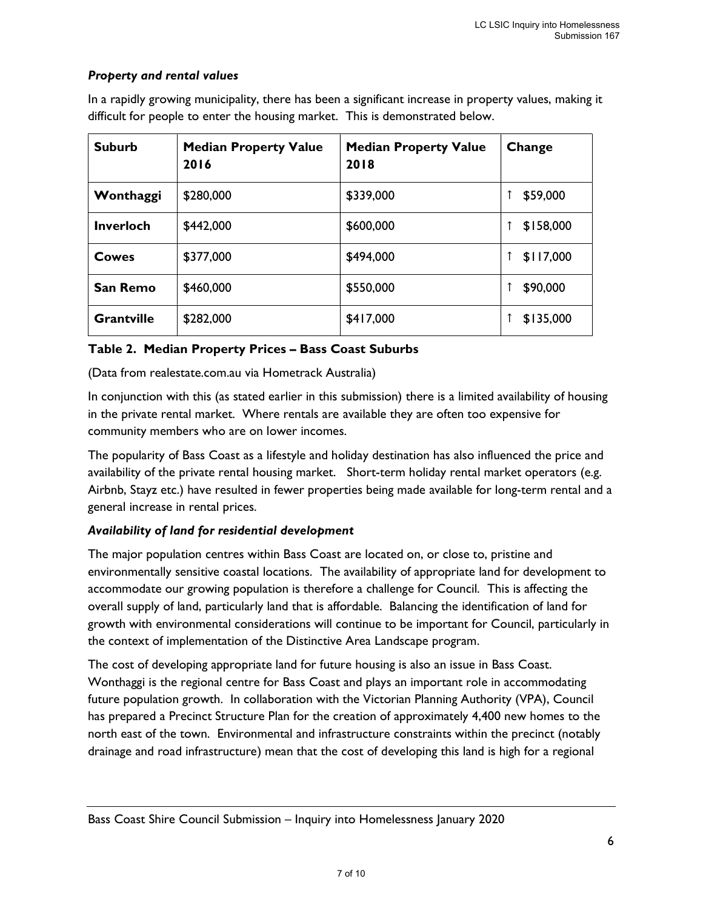***Property and rental values***

In a rapidly growing municipality, there has been a significant increase in property values, making it difficult for people to enter the housing market. This is demonstrated below.

| Suburb | Median Property Value 2016 | Median Property Value 2018 | Change |
|---|---|---|---|
| **Wonthaggi** | $280,000 | $339,000 | ↑ $59,000 |
| **Inverloch** | $442,000 | $600,000 | ↑ $158,000 |
| **Cowes** | $377,000 | $494,000 | ↑ $117,000 |
| **San Remo** | $460,000 | $550,000 | ↑ $90,000 |
| **Grantville** | $282,000 | $417,000 | ↑ $135,000 |

**Table 2. Median Property Prices – Bass Coast Suburbs**

(Data from realestate.com.au via Hometrack Australia)

In conjunction with this (as stated earlier in this submission) there is a limited availability of housing in the private rental market. Where rentals are available they are often too expensive for community members who are on lower incomes.

The popularity of Bass Coast as a lifestyle and holiday destination has also influenced the price and availability of the private rental housing market. Short-term holiday rental market operators (e.g. Airbnb, Stayz etc.) have resulted in fewer properties being made available for long-term rental and a general increase in rental prices.

***Availability of land for residential development***

The major population centres within Bass Coast are located on, or close to, pristine and environmentally sensitive coastal locations. The availability of appropriate land for development to accommodate our growing population is therefore a challenge for Council. This is affecting the overall supply of land, particularly land that is affordable. Balancing the identification of land for growth with environmental considerations will continue to be important for Council, particularly in the context of implementation of the Distinctive Area Landscape program.

The cost of developing appropriate land for future housing is also an issue in Bass Coast. Wonthaggi is the regional centre for Bass Coast and plays an important role in accommodating future population growth. In collaboration with the Victorian Planning Authority (VPA), Council has prepared a Precinct Structure Plan for the creation of approximately 4,400 new homes to the north east of the town. Environmental and infrastructure constraints within the precinct (notably drainage and road infrastructure) mean that the cost of developing this land is high for a regional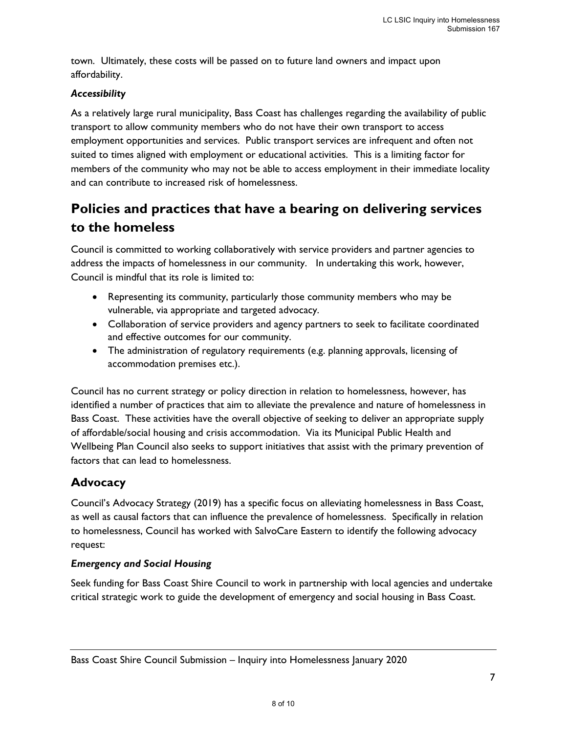town. Ultimately, these costs will be passed on to future land owners and impact upon affordability.

### *Accessibility*

As a relatively large rural municipality, Bass Coast has challenges regarding the availability of public transport to allow community members who do not have their own transport to access employment opportunities and services. Public transport services are infrequent and often not suited to times aligned with employment or educational activities. This is a limiting factor for members of the community who may not be able to access employment in their immediate locality and can contribute to increased risk of homelessness.

# Policies and practices that have a bearing on delivering services to the homeless

Council is committed to working collaboratively with service providers and partner agencies to address the impacts of homelessness in our community. In undertaking this work, however, Council is mindful that its role is limited to:

- Representing its community, particularly those community members who may be vulnerable, via appropriate and targeted advocacy.
- Collaboration of service providers and agency partners to seek to facilitate coordinated and effective outcomes for our community.
- The administration of regulatory requirements (e.g. planning approvals, licensing of accommodation premises etc.).

Council has no current strategy or policy direction in relation to homelessness, however, has identified a number of practices that aim to alleviate the prevalence and nature of homelessness in Bass Coast. These activities have the overall objective of seeking to deliver an appropriate supply of affordable/social housing and crisis accommodation. Via its Municipal Public Health and Wellbeing Plan Council also seeks to support initiatives that assist with the primary prevention of factors that can lead to homelessness.

## Advocacy

Council's Advocacy Strategy (2019) has a specific focus on alleviating homelessness in Bass Coast, as well as causal factors that can influence the prevalence of homelessness. Specifically in relation to homelessness, Council has worked with SalvoCare Eastern to identify the following advocacy request:

### *Emergency and Social Housing*

Seek funding for Bass Coast Shire Council to work in partnership with local agencies and undertake critical strategic work to guide the development of emergency and social housing in Bass Coast.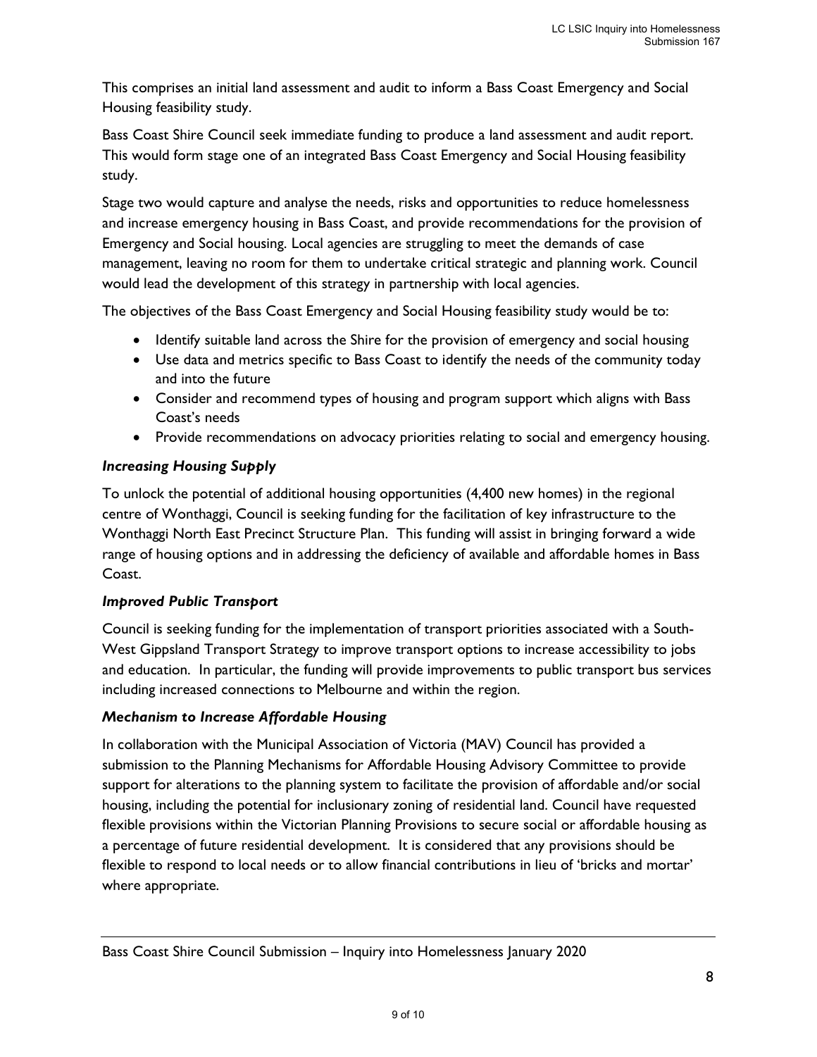This comprises an initial land assessment and audit to inform a Bass Coast Emergency and Social Housing feasibility study.

Bass Coast Shire Council seek immediate funding to produce a land assessment and audit report. This would form stage one of an integrated Bass Coast Emergency and Social Housing feasibility study.

Stage two would capture and analyse the needs, risks and opportunities to reduce homelessness and increase emergency housing in Bass Coast, and provide recommendations for the provision of Emergency and Social housing. Local agencies are struggling to meet the demands of case management, leaving no room for them to undertake critical strategic and planning work. Council would lead the development of this strategy in partnership with local agencies.

The objectives of the Bass Coast Emergency and Social Housing feasibility study would be to:

- Identify suitable land across the Shire for the provision of emergency and social housing
- Use data and metrics specific to Bass Coast to identify the needs of the community today and into the future
- Consider and recommend types of housing and program support which aligns with Bass Coast's needs
- Provide recommendations on advocacy priorities relating to social and emergency housing.

### *Increasing Housing Supply*

To unlock the potential of additional housing opportunities (4,400 new homes) in the regional centre of Wonthaggi, Council is seeking funding for the facilitation of key infrastructure to the Wonthaggi North East Precinct Structure Plan. This funding will assist in bringing forward a wide range of housing options and in addressing the deficiency of available and affordable homes in Bass Coast.

### *Improved Public Transport*

Council is seeking funding for the implementation of transport priorities associated with a South-West Gippsland Transport Strategy to improve transport options to increase accessibility to jobs and education. In particular, the funding will provide improvements to public transport bus services including increased connections to Melbourne and within the region.

### *Mechanism to Increase Affordable Housing*

In collaboration with the Municipal Association of Victoria (MAV) Council has provided a submission to the Planning Mechanisms for Affordable Housing Advisory Committee to provide support for alterations to the planning system to facilitate the provision of affordable and/or social housing, including the potential for inclusionary zoning of residential land. Council have requested flexible provisions within the Victorian Planning Provisions to secure social or affordable housing as a percentage of future residential development. It is considered that any provisions should be flexible to respond to local needs or to allow financial contributions in lieu of 'bricks and mortar' where appropriate.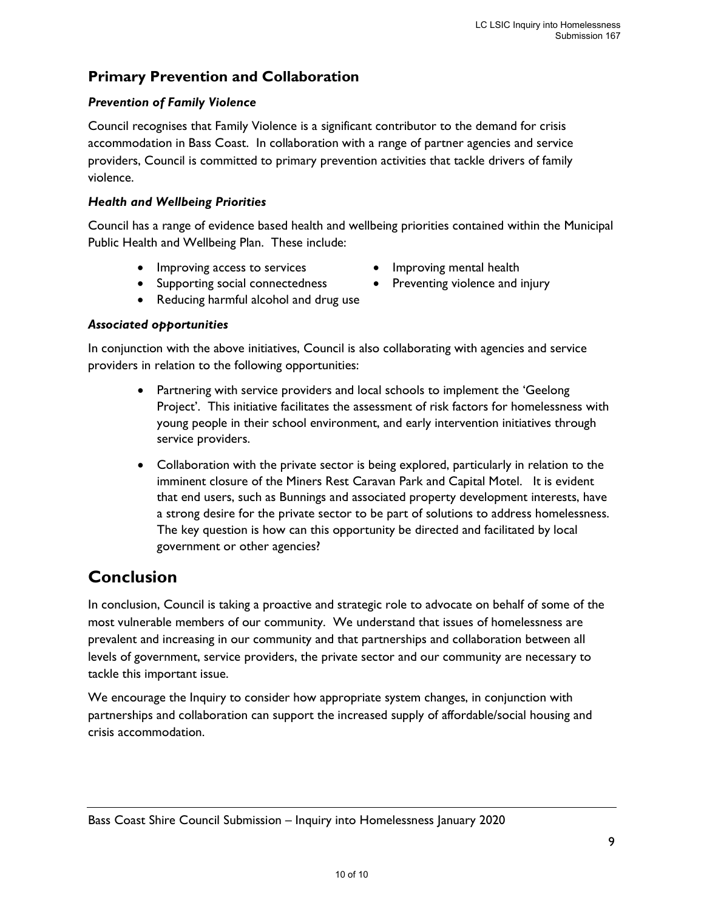## Primary Prevention and Collaboration

### *Prevention of Family Violence*

Council recognises that Family Violence is a significant contributor to the demand for crisis accommodation in Bass Coast. In collaboration with a range of partner agencies and service providers, Council is committed to primary prevention activities that tackle drivers of family violence.

### *Health and Wellbeing Priorities*

Council has a range of evidence based health and wellbeing priorities contained within the Municipal Public Health and Wellbeing Plan. These include:

- Improving access to services
- Supporting social connectedness
- Reducing harmful alcohol and drug use
- Improving mental health
- Preventing violence and injury

### *Associated opportunities*

In conjunction with the above initiatives, Council is also collaborating with agencies and service providers in relation to the following opportunities:

- Partnering with service providers and local schools to implement the 'Geelong Project'. This initiative facilitates the assessment of risk factors for homelessness with young people in their school environment, and early intervention initiatives through service providers.
- Collaboration with the private sector is being explored, particularly in relation to the imminent closure of the Miners Rest Caravan Park and Capital Motel. It is evident that end users, such as Bunnings and associated property development interests, have a strong desire for the private sector to be part of solutions to address homelessness. The key question is how can this opportunity be directed and facilitated by local government or other agencies?

# Conclusion

In conclusion, Council is taking a proactive and strategic role to advocate on behalf of some of the most vulnerable members of our community. We understand that issues of homelessness are prevalent and increasing in our community and that partnerships and collaboration between all levels of government, service providers, the private sector and our community are necessary to tackle this important issue.

We encourage the Inquiry to consider how appropriate system changes, in conjunction with partnerships and collaboration can support the increased supply of affordable/social housing and crisis accommodation.